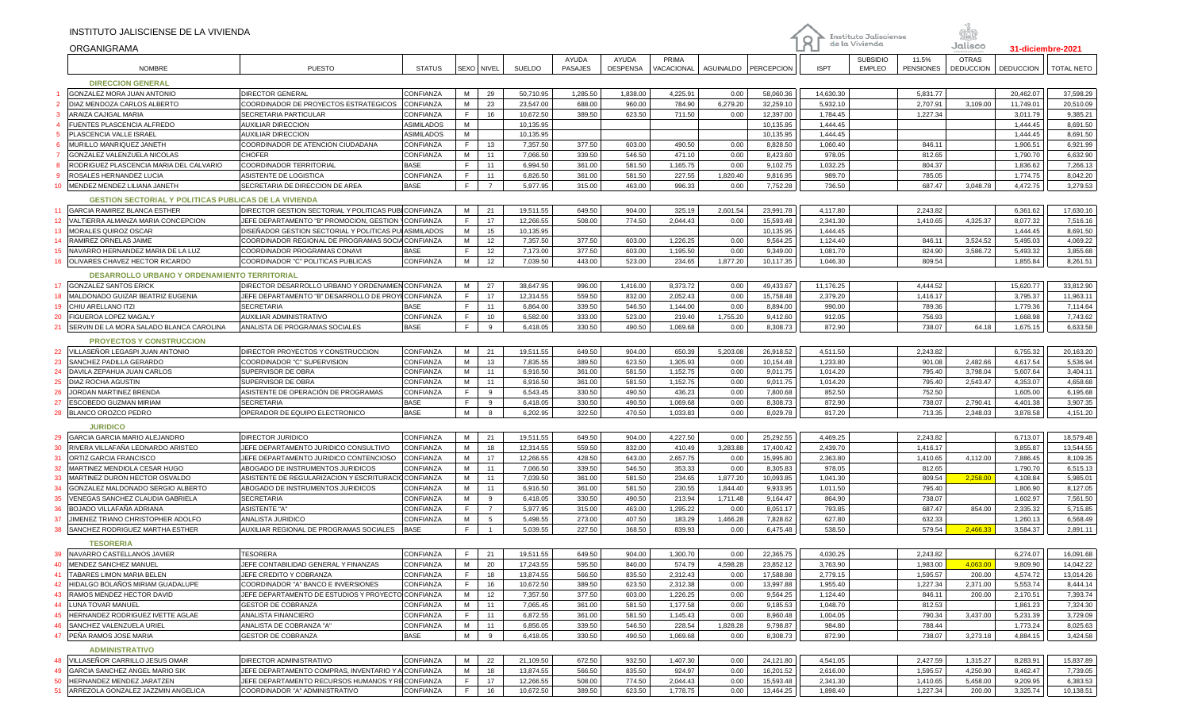INSTITUTO JALISCIENSE DE LA VIVIENDA

ORGANIGRAMA

Instituto Jalisciense de la Vivienda

Jalisco

31-diciembre-2021

| | NOMBRE | PUESTO | STATUS | SEXO | NIVEL | SUELDO | AYUDA PASAJES | AYUDA DESPENSA | PRIMA VACACIONAL | AGUINALDO | PERCEPCION | ISPT | SUBSIDIO EMPLEO | 11.5% PENSIONES | OTRAS DEDUCCION | DEDUCCION | TOTAL NETO |
|---|---|---|---|---|---|---|---|---|---|---|---|---|---|---|---|---|---|
| | **DIRECCION GENERAL** | | | | | | | | | | | | | | | | |
| 1 | GONZALEZ MORA JUAN ANTONIO | DIRECTOR GENERAL | CONFIANZA | M | 29 | 50,710.95 | 1,285.50 | 1,838.00 | 4,225.91 | 0.00 | 58,060.36 | 14,630.30 | | 5,831.77 | | 20,462.07 | 37,598.29 |
| 2 | DIAZ MENDOZA CARLOS ALBERTO | COORDINADOR DE PROYECTOS ESTRATEGICOS | CONFIANZA | M | 23 | 23,547.00 | 688.00 | 960.00 | 784.90 | 6,279.20 | 32,259.10 | 5,932.10 | | 2,707.91 | 3,109.00 | 11,749.01 | 20,510.09 |
| 3 | ARAIZA CAJIGAL MARIA | SECRETARIA PARTICULAR | CONFIANZA | F | 16 | 10,672.50 | 389.50 | 623.50 | 711.50 | 0.00 | 12,397.00 | 1,784.45 | | 1,227.34 | | 3,011.79 | 9,385.21 |
| 4 | FUENTES PLASCENCIA ALFREDO | AUXILIAR DIRECCION | ASIMILADOS | M | | 10,135.95 | | | | | 10,135.95 | 1,444.45 | | | | 1,444.45 | 8,691.50 |
| 5 | PLASCENCIA VALLE ISRAEL | AUXILIAR DIRECCION | ASIMILADOS | M | | 10,135.95 | | | | | 10,135.95 | 1,444.45 | | | | 1,444.45 | 8,691.50 |
| 6 | MURILLO MANRIQUEZ JANETH | COORDINADOR DE ATENCION CIUDADANA | CONFIANZA | F | 13 | 7,357.50 | 377.50 | 603.00 | 490.50 | 0.00 | 8,828.50 | 1,060.40 | | 846.11 | | 1,906.51 | 6,921.99 |
| 7 | GONZALEZ VALENZUELA NICOLAS | CHOFER | CONFIANZA | M | 11 | 7,066.50 | 339.50 | 546.50 | 471.10 | 0.00 | 8,423.60 | 978.05 | | 812.65 | | 1,790.70 | 6,632.90 |
| 8 | RODRIGUEZ PLASCENCIA MARIA DEL CALVARIO | COORDINADOR TERRITORIAL | BASE | F | 11 | 6,994.50 | 361.00 | 581.50 | 1,165.75 | 0.00 | 9,102.75 | 1,032.25 | | 804.37 | | 1,836.62 | 7,266.13 |
| 9 | ROSALES HERNANDEZ LUCIA | ASISTENTE DE LOGISTICA | CONFIANZA | F | 11 | 6,826.50 | 361.00 | 581.50 | 227.55 | 1,820.40 | 9,816.95 | 989.70 | | 785.05 | | 1,774.75 | 8,042.20 |
| 10 | MENDEZ MENDEZ LILIANA JANETH | SECRETARIA DE DIRECCION DE AREA | BASE | F | 7 | 5,977.95 | 315.00 | 463.00 | 996.33 | 0.00 | 7,752.28 | 736.50 | | 687.47 | 3,048.78 | 4,472.75 | 3,279.53 |
| | **GESTION SECTORIAL Y POLITICAS PUBLICAS DE LA VIVIENDA** | | | | | | | | | | | | | | | | |
| 11 | GARCIA RAMIREZ BLANCA ESTHER | DIRECTOR GESTION SECTORIAL Y POLITICAS PUB | CONFIANZA | M | 21 | 19,511.55 | 649.50 | 904.00 | 325.19 | 2,601.54 | 23,991.78 | 4,117.80 | | 2,243.82 | | 6,361.62 | 17,630.16 |
| 12 | VALTIERRA ALMANZA MARIA CONCEPCION | JEFE DEPARTAMENTO "B" PROMOCION, GESTION Y | CONFIANZA | F | 17 | 12,266.55 | 508.00 | 774.50 | 2,044.43 | 0.00 | 15,593.48 | 2,341.30 | | 1,410.65 | 4,325.37 | 8,077.32 | 7,516.16 |
| 13 | MORALES QUIROZ OSCAR | DISEÑADOR GESTION SECTORIAL Y POLITICAS PU | ASIMILADOS | M | 15 | 10,135.95 | | | | | 10,135.95 | 1,444.45 | | | | 1,444.45 | 8,691.50 |
| 14 | RAMIREZ ORNELAS JAIME | COORDINADOR REGIONAL DE PROGRAMAS SOCIA | CONFIANZA | M | 12 | 7,357.50 | 377.50 | 603.00 | 1,226.25 | 0.00 | 9,564.25 | 1,124.40 | | 846.11 | 3,524.52 | 5,495.03 | 4,069.22 |
| 15 | NAVARRO HERNANDEZ MARIA DE LA LUZ | COORDINADOR PROGRAMAS CONAVI | BASE | F | 12 | 7,173.00 | 377.50 | 603.00 | 1,195.50 | 0.00 | 9,349.00 | 1,081.70 | | 824.90 | 3,586.72 | 5,493.32 | 3,855.68 |
| 16 | OLIVARES CHAVEZ HECTOR RICARDO | COORDINADOR "C" POLITICAS PUBLICAS | CONFIANZA | M | 12 | 7,039.50 | 443.00 | 523.00 | 234.65 | 1,877.20 | 10,117.35 | 1,046.30 | | 809.54 | | 1,855.84 | 8,261.51 |
| | **DESARROLLO URBANO Y ORDENAMIENTO TERRITORIAL** | | | | | | | | | | | | | | | | |
| 17 | GONZALEZ SANTOS ERICK | DIRECTOR DESARROLLO URBANO Y ORDENAMIEN | CONFIANZA | M | 27 | 38,647.95 | 996.00 | 1,416.00 | 8,373.72 | 0.00 | 49,433.67 | 11,176.25 | | 4,444.52 | | 15,620.77 | 33,812.90 |
| 18 | MALDONADO GUIZAR BEATRIZ EUGENIA | JEFE DEPARTAMENTO "B" DESARROLLO DE PROYE | CONFIANZA | F | 17 | 12,314.55 | 559.50 | 832.00 | 2,052.43 | 0.00 | 15,758.48 | 2,379.20 | | 1,416.17 | | 3,795.37 | 11,963.11 |
| 19 | CHIU ARELLANO ITZI | SECRETARIA | BASE | F | 11 | 6,864.00 | 339.50 | 546.50 | 1,144.00 | 0.00 | 8,894.00 | 990.00 | | 789.36 | | 1,779.36 | 7,114.64 |
| 20 | FIGUEROA LOPEZ MAGALY | AUXILIAR ADMINISTRATIVO | CONFIANZA | F | 10 | 6,582.00 | 333.00 | 523.00 | 219.40 | 1,755.20 | 9,412.60 | 912.05 | | 756.93 | | 1,668.98 | 7,743.62 |
| 21 | SERVIN DE LA MORA SALADO BLANCA CAROLINA | ANALISTA DE PROGRAMAS SOCIALES | BASE | F | 9 | 6,418.05 | 330.50 | 490.50 | 1,069.68 | 0.00 | 8,308.73 | 872.90 | | 738.07 | 64.18 | 1,675.15 | 6,633.58 |
| | **PROYECTOS Y CONSTRUCCION** | | | | | | | | | | | | | | | | |
| 22 | VILLASEÑOR LEGASPI JUAN ANTONIO | DIRECTOR PROYECTOS Y CONSTRUCCION | CONFIANZA | M | 21 | 19,511.55 | 649.50 | 904.00 | 650.39 | 5,203.08 | 26,918.52 | 4,511.50 | | 2,243.82 | | 6,755.32 | 20,163.20 |
| 23 | SANCHEZ PADILLA GERARDO | COORDINADOR "C" SUPERVISION | CONFIANZA | M | 13 | 7,835.55 | 389.50 | 623.50 | 1,305.93 | 0.00 | 10,154.48 | 1,233.80 | | 901.08 | 2,482.66 | 4,617.54 | 5,536.94 |
| 24 | DAVILA ZEPAHUA JUAN CARLOS | SUPERVISOR DE OBRA | CONFIANZA | M | 11 | 6,916.50 | 361.00 | 581.50 | 1,152.75 | 0.00 | 9,011.75 | 1,014.20 | | 795.40 | 3,798.04 | 5,607.64 | 3,404.11 |
| 25 | DIAZ ROCHA AGUSTIN | SUPERVISOR DE OBRA | CONFIANZA | M | 11 | 6,916.50 | 361.00 | 581.50 | 1,152.75 | 0.00 | 9,011.75 | 1,014.20 | | 795.40 | 2,543.47 | 4,353.07 | 4,658.68 |
| 26 | JORDAN MARTINEZ BRENDA | ASISTENTE DE OPERACIÓN DE PROGRAMAS | CONFIANZA | F | 9 | 6,543.45 | 330.50 | 490.50 | 436.23 | 0.00 | 7,800.68 | 852.50 | | 752.50 | | 1,605.00 | 6,195.68 |
| 27 | ESCOBEDO GUZMAN MIRIAM | SECRETARIA | BASE | F | 9 | 6,418.05 | 330.50 | 490.50 | 1,069.68 | 0.00 | 8,308.73 | 872.90 | | 738.07 | 2,790.41 | 4,401.38 | 3,907.35 |
| 28 | BLANCO OROZCO PEDRO | OPERADOR DE EQUIPO ELECTRONICO | BASE | M | 8 | 6,202.95 | 322.50 | 470.50 | 1,033.83 | 0.00 | 8,029.78 | 817.20 | | 713.35 | 2,348.03 | 3,878.58 | 4,151.20 |
| | **JURIDICO** | | | | | | | | | | | | | | | | |
| 29 | GARCIA GARCIA MARIO ALEJANDRO | DIRECTOR JURIDICO | CONFIANZA | M | 21 | 19,511.55 | 649.50 | 904.00 | 4,227.50 | 0.00 | 25,292.55 | 4,469.25 | | 2,243.82 | | 6,713.07 | 18,579.48 |
| 30 | RIVERA VILLAFAÑA LEONARDO ARISTEO | JEFE DEPARTAMENTO JURIDICO CONSULTIVO | CONFIANZA | M | 18 | 12,314.55 | 559.50 | 832.00 | 410.49 | 3,283.88 | 17,400.42 | 2,439.70 | | 1,416.17 | | 3,855.87 | 13,544.55 |
| 31 | ORTIZ GARCIA FRANCISCO | JEFE DEPARTAMENTO JURIDICO CONTENCIOSO | CONFIANZA | M | 17 | 12,266.55 | 428.50 | 643.00 | 2,657.75 | 0.00 | 15,995.80 | 2,363.80 | | 1,410.65 | 4,112.00 | 7,886.45 | 8,109.35 |
| 32 | MARTINEZ MENDIOLA CESAR HUGO | ABOGADO DE INSTRUMENTOS JURIDICOS | CONFIANZA | M | 11 | 7,066.50 | 339.50 | 546.50 | 353.33 | 0.00 | 8,305.83 | 978.05 | | 812.65 | | 1,790.70 | 6,515.13 |
| 33 | MARTINEZ DURON HECTOR OSVALDO | ASISTENTE DE REGULARIZACION Y ESCRITURACIO | CONFIANZA | M | 11 | 7,039.50 | 361.00 | 581.50 | 234.65 | 1,877.20 | 10,093.85 | 1,041.30 | | 809.54 | 2,258.00 | 4,108.84 | 5,985.01 |
| 34 | GONZALEZ MALDONADO SERGIO ALBERTO | ABOGADO DE INSTRUMENTOS JURIDICOS | CONFIANZA | M | 11 | 6,916.50 | 361.00 | 581.50 | 230.55 | 1,844.40 | 9,933.95 | 1,011.50 | | 795.40 | | 1,806.90 | 8,127.05 |
| 35 | VENEGAS SANCHEZ CLAUDIA GABRIELA | SECRETARIA | CONFIANZA | M | 9 | 6,418.05 | 330.50 | 490.50 | 213.94 | 1,711.48 | 9,164.47 | 864.90 | | 738.07 | | 1,602.97 | 7,561.50 |
| 36 | BOJADO VILLAFAÑA ADRIANA | ASISTENTE "A" | CONFIANZA | F | 7 | 5,977.95 | 315.00 | 463.00 | 1,295.22 | 0.00 | 8,051.17 | 793.85 | | 687.47 | 854.00 | 2,335.32 | 5,715.85 |
| 37 | JIMENEZ TRIANO CHRISTOPHER ADOLFO | ANALISTA JURIDICO | CONFIANZA | M | 5 | 5,498.55 | 273.00 | 407.50 | 183.29 | 1,466.28 | 7,828.62 | 627.80 | | 632.33 | | 1,260.13 | 6,568.49 |
| 38 | SANCHEZ RODRIGUEZ MARTHA ESTHER | AUXILIAR REGIONAL DE PROGRAMAS SOCIALES | BASE | F | 1 | 5,039.55 | 227.50 | 368.50 | 839.93 | 0.00 | 6,475.48 | 538.50 | | 579.54 | 2,466.33 | 3,584.37 | 2,891.11 |
| | **TESORERIA** | | | | | | | | | | | | | | | | |
| 39 | NAVARRO CASTELLANOS JAVIER | TESORERA | CONFIANZA | F | 21 | 19,511.55 | 649.50 | 904.00 | 1,300.70 | 0.00 | 22,365.75 | 4,030.25 | | 2,243.82 | | 6,274.07 | 16,091.68 |
| 40 | MENDEZ SANCHEZ MANUEL | JEFE CONTABILIDAD GENERAL Y FINANZAS | CONFIANZA | M | 20 | 17,243.55 | 595.50 | 840.00 | 574.79 | 4,598.28 | 23,852.12 | 3,763.90 | | 1,983.00 | 4,063.00 | 9,809.90 | 14,042.22 |
| 41 | TABARES LIMON MARIA BELEN | JEFE CREDITO Y COBRANZA | CONFIANZA | F | 18 | 13,874.55 | 566.50 | 835.50 | 2,312.43 | 0.00 | 17,588.98 | 2,779.15 | | 1,595.57 | 200.00 | 4,574.72 | 13,014.26 |
| 42 | HIDALGO BOLAÑOS MIRIAM GUADALUPE | COORDINADOR "A" BANCO E INVERSIONES | CONFIANZA | F | 16 | 10,672.50 | 389.50 | 623.50 | 2,312.38 | 0.00 | 13,997.88 | 1,955.40 | | 1,227.34 | 2,371.00 | 5,553.74 | 8,444.14 |
| 43 | RAMOS MENDEZ HECTOR DAVID | JEFE DEPARTAMENTO DE ESTUDIOS Y PROYECTO | CONFIANZA | M | 12 | 7,357.50 | 377.50 | 603.00 | 1,226.25 | 0.00 | 9,564.25 | 1,124.40 | | 846.11 | 200.00 | 2,170.51 | 7,393.74 |
| 44 | LUNA TOVAR MANUEL | GESTOR DE COBRANZA | CONFIANZA | M | 11 | 7,065.45 | 361.00 | 581.50 | 1,177.58 | 0.00 | 9,185.53 | 1,048.70 | | 812.53 | | 1,861.23 | 7,324.30 |
| 45 | HERNANDEZ RODRIGUEZ IVETTE AGLAE | ANALISTA FINANCIERO | CONFIANZA | F | 11 | 6,872.55 | 361.00 | 581.50 | 1,145.43 | 0.00 | 8,960.48 | 1,004.05 | | 790.34 | 3,437.00 | 5,231.39 | 3,729.09 |
| 46 | SANCHEZ VALENZUELA URIEL | ANALISTA DE COBRANZA "A" | CONFIANZA | M | 11 | 6,856.05 | 339.50 | 546.50 | 228.54 | 1,828.28 | 9,798.87 | 984.80 | | 788.44 | | 1,773.24 | 8,025.63 |
| 47 | PEÑA RAMOS JOSE MARIA | GESTOR DE COBRANZA | BASE | M | 9 | 6,418.05 | 330.50 | 490.50 | 1,069.68 | 0.00 | 8,308.73 | 872.90 | | 738.07 | 3,273.18 | 4,884.15 | 3,424.58 |
| | **ADMINISTRATIVO** | | | | | | | | | | | | | | | | |
| 48 | VILLASEÑOR CARRILLO JESUS OMAR | DIRECTOR ADMINISTRATIVO | CONFIANZA | M | 22 | 21,109.50 | 672.50 | 932.50 | 1,407.30 | 0.00 | 24,121.80 | 4,541.05 | | 2,427.59 | 1,315.27 | 8,283.91 | 15,837.89 |
| 49 | GARCIA SANCHEZ ANGEL MARIO SIX | JEFE DEPARTAMENTO COMPRAS, INVENTARIO Y A | CONFIANZA | M | 18 | 13,874.55 | 566.50 | 835.50 | 924.97 | 0.00 | 16,201.52 | 2,616.00 | | 1,595.57 | 4,250.90 | 8,462.47 | 7,739.05 |
| 50 | HERNANDEZ MENDEZ JARATZEN | JEFE DEPARTAMENTO RECURSOS HUMANOS Y RE | CONFIANZA | F | 17 | 12,266.55 | 508.00 | 774.50 | 2,044.43 | 0.00 | 15,593.48 | 2,341.30 | | 1,410.65 | 5,458.00 | 9,209.95 | 6,383.53 |
| 51 | ARREZOLA GONZALEZ JAZZMIN ANGELICA | COORDINADOR "A" ADMINISTRATIVO | CONFIANZA | F | 16 | 10,672.50 | 389.50 | 623.50 | 1,778.75 | 0.00 | 13,464.25 | 1,898.40 | | 1,227.34 | 200.00 | 3,325.74 | 10,138.51 |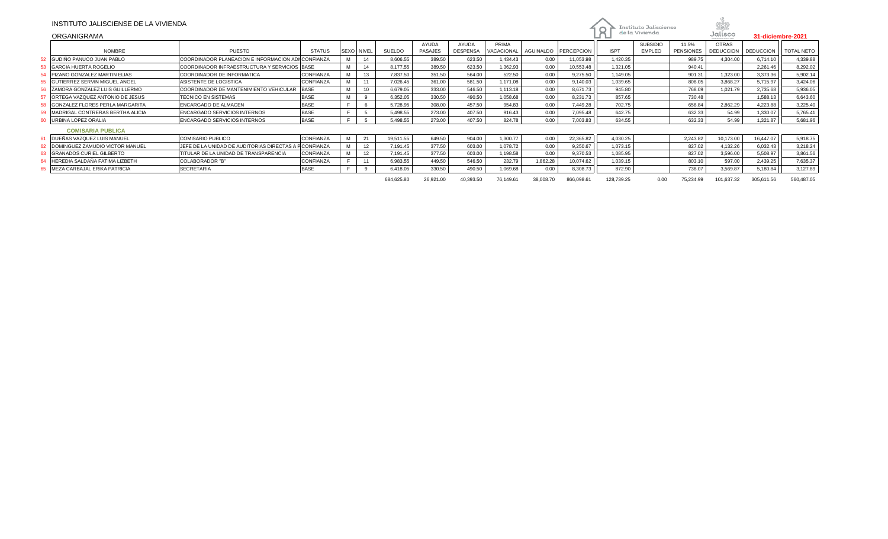INSTITUTO JALISCIENSE DE LA VIVIENDA

ORGANIGRAMA

Instituto Jalisciense de la Vivienda

Jalisco

31-diciembre-2021

| | NOMBRE | PUESTO | STATUS | SEXO | NIVEL | SUELDO | AYUDA PASAJES | AYUDA DESPENSA | PRIMA VACACIONAL | AGUINALDO | PERCEPCION | ISPT | SUBSIDIO EMPLEO | 11.5% PENSIONES | OTRAS DEDUCCION | DEDUCCION | TOTAL NETO |
|---|---|---|---|---|---|---|---|---|---|---|---|---|---|---|---|---|---|
| 52 | GUDIÑO PANUCO JUAN PABLO | COORDINADOR PLANEACION E INFORMACION ADM | CONFIANZA | M | 14 | 8,606.55 | 389.50 | 623.50 | 1,434.43 | 0.00 | 11,053.98 | 1,420.35 | | 989.75 | 4,304.00 | 6,714.10 | 4,339.88 |
| 53 | GARCIA HUERTA ROGELIO | COORDINADOR INFRAESTRUCTURA Y SERVICIOS | BASE | M | 14 | 8,177.55 | 389.50 | 623.50 | 1,362.93 | 0.00 | 10,553.48 | 1,321.05 | | 940.41 | | 2,261.46 | 8,292.02 |
| 54 | PIZANO GONZALEZ MARTIN ELIAS | COORDINADOR DE INFORMATICA | CONFIANZA | M | 13 | 7,837.50 | 351.50 | 564.00 | 522.50 | 0.00 | 9,275.50 | 1,149.05 | | 901.31 | 1,323.00 | 3,373.36 | 5,902.14 |
| 55 | GUTIERREZ SERVIN MIGUEL ANGEL | ASISTENTE DE LOGISTICA | CONFIANZA | M | 11 | 7,026.45 | 361.00 | 581.50 | 1,171.08 | 0.00 | 9,140.03 | 1,039.65 | | 808.05 | 3,868.27 | 5,715.97 | 3,424.06 |
| 56 | ZAMORA GONZALEZ LUIS GUILLERMO | COORDINADOR DE MANTENIMIENTO VEHICULAR | BASE | M | 10 | 6,679.05 | 333.00 | 546.50 | 1,113.18 | 0.00 | 8,671.73 | 945.80 | | 768.09 | 1,021.79 | 2,735.68 | 5,936.05 |
| 57 | ORTEGA VAZQUEZ ANTONIO DE JESUS | TECNICO EN SISTEMAS | BASE | M | 9 | 6,352.05 | 330.50 | 490.50 | 1,058.68 | 0.00 | 8,231.73 | 857.65 | | 730.48 | | 1,588.13 | 6,643.60 |
| 58 | GONZALEZ FLORES PERLA MARGARITA | ENCARGADO DE ALMACEN | BASE | F | 6 | 5,728.95 | 308.00 | 457.50 | 954.83 | 0.00 | 7,449.28 | 702.75 | | 658.84 | 2,862.29 | 4,223.88 | 3,225.40 |
| 59 | MADRIGAL CONTRERAS BERTHA ALICIA | ENCARGADO SERVICIOS INTERNOS | BASE | F | 5 | 5,498.55 | 273.00 | 407.50 | 916.43 | 0.00 | 7,095.48 | 642.75 | | 632.33 | 54.99 | 1,330.07 | 5,765.41 |
| 60 | URBINA LOPEZ ORALIA | ENCARGADO SERVICIOS INTERNOS | BASE | F | 5 | 5,498.55 | 273.00 | 407.50 | 824.78 | 0.00 | 7,003.83 | 634.55 | | 632.33 | 54.99 | 1,321.87 | 5,681.96 |
| | **COMISARIA PUBLICA** | | | | | | | | | | | | | | | | |
| 61 | DUEÑAS VAZQUEZ LUIS MANUEL | COMISARIO PUBLICO | CONFIANZA | M | 21 | 19,511.55 | 649.50 | 904.00 | 1,300.77 | 0.00 | 22,365.82 | 4,030.25 | | 2,243.82 | 10,173.00 | 16,447.07 | 5,918.75 |
| 62 | DOMINGUEZ ZAMUDIO VICTOR MANUEL | JEFE DE LA UNIDAD DE AUDITORIAS DIRECTAS A P | CONFIANZA | M | 12 | 7,191.45 | 377.50 | 603.00 | 1,078.72 | 0.00 | 9,250.67 | 1,073.15 | | 827.02 | 4,132.26 | 6,032.43 | 3,218.24 |
| 63 | GRANADOS CURIEL GILBERTO | TITULAR DE LA UNIDAD DE TRANSPARENCIA | CONFIANZA | M | 12 | 7,191.45 | 377.50 | 603.00 | 1,198.58 | 0.00 | 9,370.53 | 1,085.95 | | 827.02 | 3,596.00 | 5,508.97 | 3,861.56 |
| 64 | HEREDIA SALDAÑA FATIMA LIZBETH | COLABORADOR "B" | CONFIANZA | F | 11 | 6,983.55 | 449.50 | 546.50 | 232.79 | 1,862.28 | 10,074.62 | 1,039.15 | | 803.10 | 597.00 | 2,439.25 | 7,635.37 |
| 65 | MEZA CARBAJAL ERIKA PATRICIA | SECRETARIA | BASE | F | 9 | 6,418.05 | 330.50 | 490.50 | 1,069.68 | 0.00 | 8,308.73 | 872.90 | | 738.07 | 3,569.87 | 5,180.84 | 3,127.89 |
| | | | | | | 684,625.80 | 26,921.00 | 40,393.50 | 76,149.61 | 38,008.70 | 866,098.61 | 128,739.25 | 0.00 | 75,234.99 | 101,637.32 | 305,611.56 | 560,487.05 |